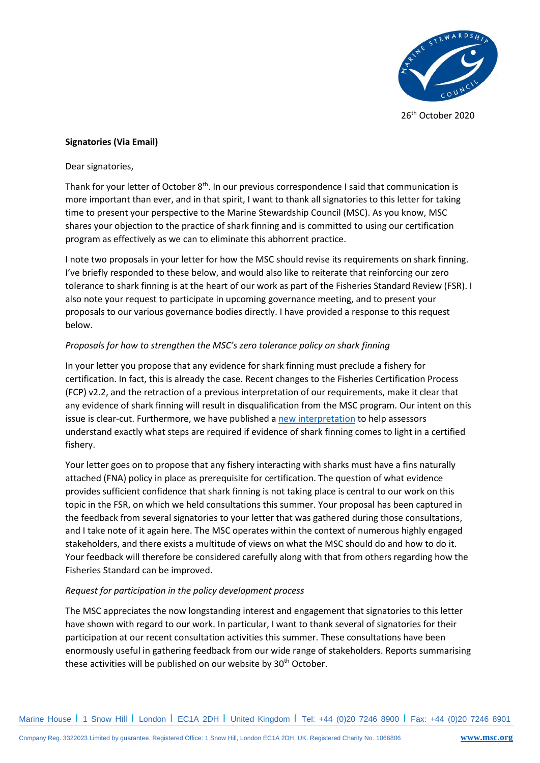26th October 2020

**Signatories (Via Email)**

Dear signatories,

Thank for your letter of October 8th. In our previous correspondence I said that communication is more important than ever, and in that spirit, I want to thank all signatories to this letter for taking time to present your perspective to the Marine Stewardship Council (MSC). As you know, MSC shares your objection to the practice of shark finning and is committed to using our certification program as effectively as we can to eliminate this abhorrent practice.

I note two proposals in your letter for how the MSC should revise its requirements on shark finning. I've briefly responded to these below, and would also like to reiterate that reinforcing our zero tolerance to shark finning is at the heart of our work as part of the Fisheries Standard Review (FSR). I also note your request to participate in upcoming governance meeting, and to present your proposals to our various governance bodies directly. I have provided a response to this request below.

*Proposals for how to strengthen the MSC's zero tolerance policy on shark finning*

In your letter you propose that any evidence for shark finning must preclude a fishery for certification. In fact, this is already the case. Recent changes to the Fisheries Certification Process (FCP) v2.2, and the retraction of a previous interpretation of our requirements, make it clear that any evidence of shark finning will result in disqualification from the MSC program. Our intent on this issue is clear-cut. Furthermore, we have published a new interpretation to help assessors understand exactly what steps are required if evidence of shark finning comes to light in a certified fishery.

Your letter goes on to propose that any fishery interacting with sharks must have a fins naturally attached (FNA) policy in place as prerequisite for certification. The question of what evidence provides sufficient confidence that shark finning is not taking place is central to our work on this topic in the FSR, on which we held consultations this summer. Your proposal has been captured in the feedback from several signatories to your letter that was gathered during those consultations, and I take note of it again here. The MSC operates within the context of numerous highly engaged stakeholders, and there exists a multitude of views on what the MSC should do and how to do it. Your feedback will therefore be considered carefully along with that from others regarding how the Fisheries Standard can be improved.

*Request for participation in the policy development process*

The MSC appreciates the now longstanding interest and engagement that signatories to this letter have shown with regard to our work. In particular, I want to thank several of signatories for their participation at our recent consultation activities this summer. These consultations have been enormously useful in gathering feedback from our wide range of stakeholders. Reports summarising these activities will be published on our website by 30th October.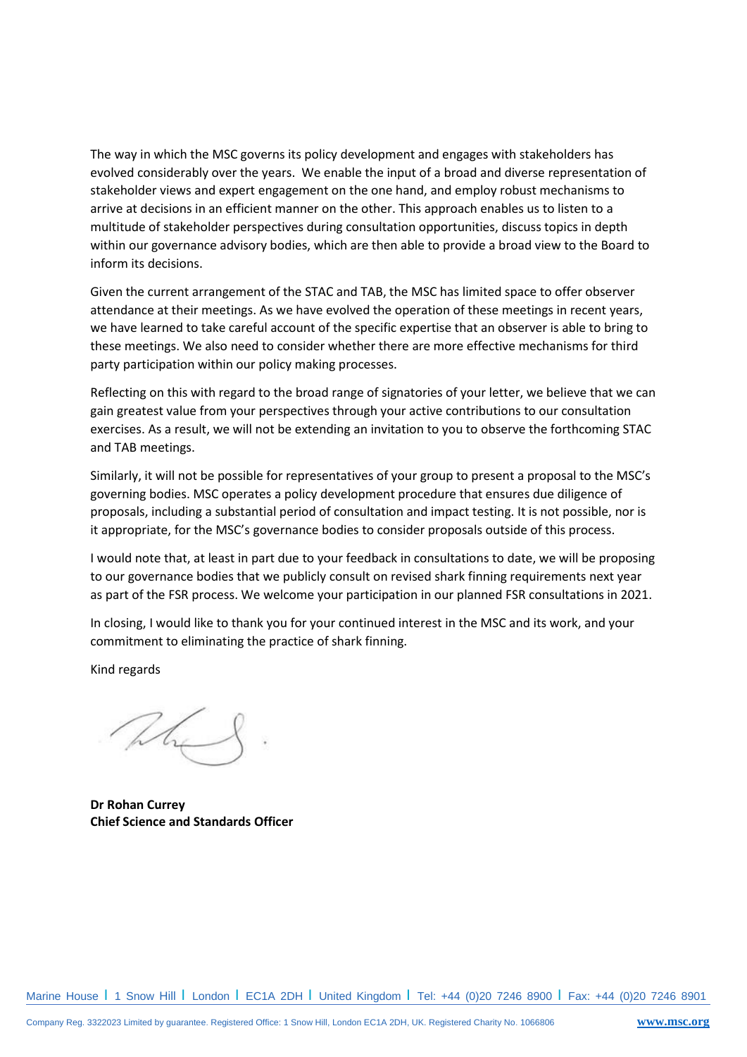The way in which the MSC governs its policy development and engages with stakeholders has evolved considerably over the years. We enable the input of a broad and diverse representation of stakeholder views and expert engagement on the one hand, and employ robust mechanisms to arrive at decisions in an efficient manner on the other. This approach enables us to listen to a multitude of stakeholder perspectives during consultation opportunities, discuss topics in depth within our governance advisory bodies, which are then able to provide a broad view to the Board to inform its decisions.

Given the current arrangement of the STAC and TAB, the MSC has limited space to offer observer attendance at their meetings. As we have evolved the operation of these meetings in recent years, we have learned to take careful account of the specific expertise that an observer is able to bring to these meetings. We also need to consider whether there are more effective mechanisms for third party participation within our policy making processes.

Reflecting on this with regard to the broad range of signatories of your letter, we believe that we can gain greatest value from your perspectives through your active contributions to our consultation exercises. As a result, we will not be extending an invitation to you to observe the forthcoming STAC and TAB meetings.

Similarly, it will not be possible for representatives of your group to present a proposal to the MSC's governing bodies. MSC operates a policy development procedure that ensures due diligence of proposals, including a substantial period of consultation and impact testing. It is not possible, nor is it appropriate, for the MSC's governance bodies to consider proposals outside of this process.

I would note that, at least in part due to your feedback in consultations to date, we will be proposing to our governance bodies that we publicly consult on revised shark finning requirements next year as part of the FSR process. We welcome your participation in our planned FSR consultations in 2021.

In closing, I would like to thank you for your continued interest in the MSC and its work, and your commitment to eliminating the practice of shark finning.

Kind regards

**Dr Rohan Currey**
**Chief Science and Standards Officer**

Marine House | 1 Snow Hill | London | EC1A 2DH | United Kingdom | Tel: +44 (0)20 7246 8900 | Fax: +44 (0)20 7246 8901

Company Reg. 3322023 Limited by guarantee. Registered Office: 1 Snow Hill, London EC1A 2DH, UK. Registered Charity No. 1066806 **www.msc.org**